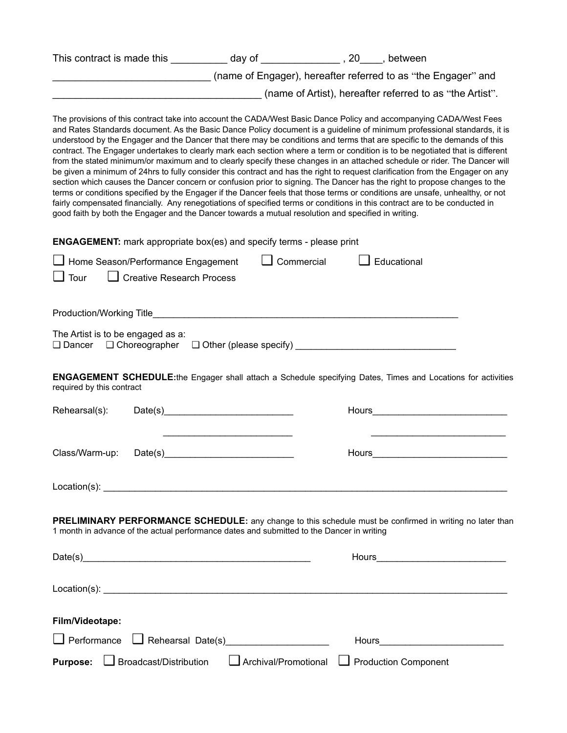This contract is made this __________ day of ______________ , 20____, between
____________________________ (name of Engager), hereafter referred to as "the Engager" and
______________________________________ (name of Artist), hereafter referred to as "the Artist".

The provisions of this contract take into account the CADA/West Basic Dance Policy and accompanying CADA/West Fees and Rates Standards document. As the Basic Dance Policy document is a guideline of minimum professional standards, it is understood by the Engager and the Dancer that there may be conditions and terms that are specific to the demands of this contract. The Engager undertakes to clearly mark each section where a term or condition is to be negotiated that is different from the stated minimum/or maximum and to clearly specify these changes in an attached schedule or rider. The Dancer will be given a minimum of 24hrs to fully consider this contract and has the right to request clarification from the Engager on any section which causes the Dancer concern or confusion prior to signing. The Dancer has the right to propose changes to the terms or conditions specified by the Engager if the Dancer feels that those terms or conditions are unsafe, unhealthy, or not fairly compensated financially. Any renegotiations of specified terms or conditions in this contract are to be conducted in good faith by both the Engager and the Dancer towards a mutual resolution and specified in writing.

**ENGAGEMENT:** mark appropriate box(es) and specify terms - please print

❑ Home Season/Performance Engagement ❑ Commercial ❑ Educational
❑ Tour ❑ Creative Research Process

Production/Working Title_____________________________________________________________

The Artist is to be engaged as a:
❑ Dancer ❑ Choreographer ❑ Other (please specify) ______________________________

**ENGAGEMENT SCHEDULE:** the Engager shall attach a Schedule specifying Dates, Times and Locations for activities required by this contract

Rehearsal(s): Date(s)_________________________ Hours__________________________
_________________________ __________________________

Class/Warm-up: Date(s)_________________________ Hours__________________________

Location(s): ________________________________________________________________________________

**PRELIMINARY PERFORMANCE SCHEDULE:** any change to this schedule must be confirmed in writing no later than 1 month in advance of the actual performance dates and submitted to the Dancer in writing

Date(s)_____________________________________________ Hours_________________________

Location(s): ________________________________________________________________________________

**Film/Videotape:**

❑ Performance ❑ Rehearsal Date(s)____________________ Hours________________________

**Purpose:** ❑ Broadcast/Distribution ❑ Archival/Promotional ❑ Production Component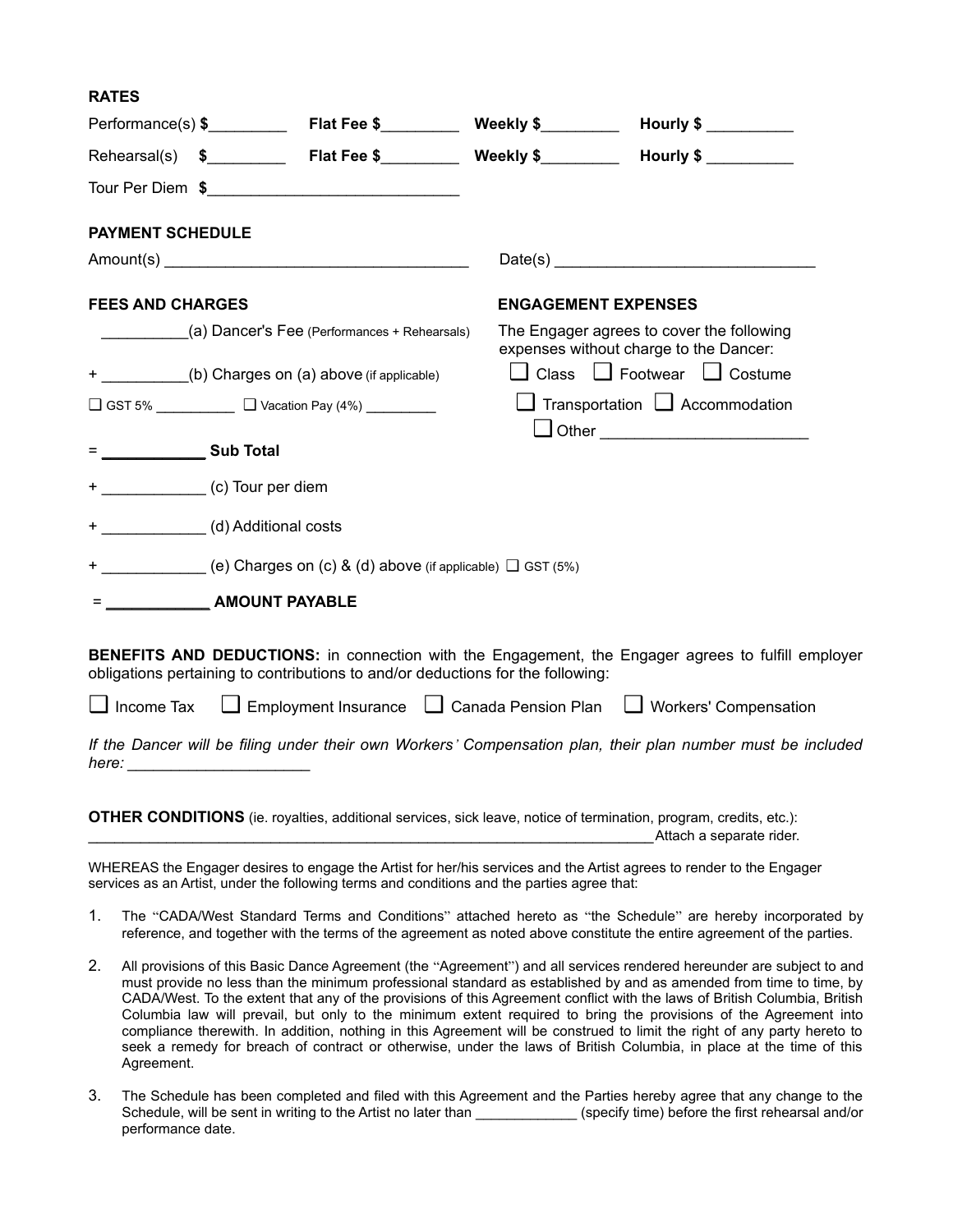**RATES**

Performance(s) **$**_________ **Flat Fee $**_________ **Weekly $**_________ **Hourly $** __________

Rehearsal(s) **$**_________ **Flat Fee $**_________ **Weekly $**_________ **Hourly $** __________

Tour Per Diem **$**_____________________________

**PAYMENT SCHEDULE**

Amount(s) ___________________________________ Date(s) ______________________________

**FEES AND CHARGES**

__________(a) Dancer's Fee (Performances + Rehearsals)

\+ __________(b) Charges on (a) above (if applicable)

❑ GST 5% __________ ❑ Vacation Pay (4%) _________

= ____________ **Sub Total**

\+ ____________ (c) Tour per diem

\+ ____________ (d) Additional costs

\+ ____________ (e) Charges on (c) & (d) above (if applicable) ❑ GST (5%)

= ____________ **AMOUNT PAYABLE**

**ENGAGEMENT EXPENSES**

The Engager agrees to cover the following expenses without charge to the Dancer:

❑ Class ❑ Footwear ❑ Costume

❑ Transportation ❑ Accommodation

❑ Other ________________________

**BENEFITS AND DEDUCTIONS:** in connection with the Engagement, the Engager agrees to fulfill employer obligations pertaining to contributions to and/or deductions for the following:

❑ Income Tax ❑ Employment Insurance ❑ Canada Pension Plan ❑ Workers' Compensation

*If the Dancer will be filing under their own Workers' Compensation plan, their plan number must be included here:* ____________________

**OTHER CONDITIONS** (ie. royalties, additional services, sick leave, notice of termination, program, credits, etc.):
______________________________________________________________________Attach a separate rider.

WHEREAS the Engager desires to engage the Artist for her/his services and the Artist agrees to render to the Engager services as an Artist, under the following terms and conditions and the parties agree that:

1. The "CADA/West Standard Terms and Conditions" attached hereto as "the Schedule" are hereby incorporated by reference, and together with the terms of the agreement as noted above constitute the entire agreement of the parties.

2. All provisions of this Basic Dance Agreement (the "Agreement") and all services rendered hereunder are subject to and must provide no less than the minimum professional standard as established by and as amended from time to time, by CADA/West. To the extent that any of the provisions of this Agreement conflict with the laws of British Columbia, British Columbia law will prevail, but only to the minimum extent required to bring the provisions of the Agreement into compliance therewith. In addition, nothing in this Agreement will be construed to limit the right of any party hereto to seek a remedy for breach of contract or otherwise, under the laws of British Columbia, in place at the time of this Agreement.

3. The Schedule has been completed and filed with this Agreement and the Parties hereby agree that any change to the Schedule, will be sent in writing to the Artist no later than _____________ (specify time) before the first rehearsal and/or performance date.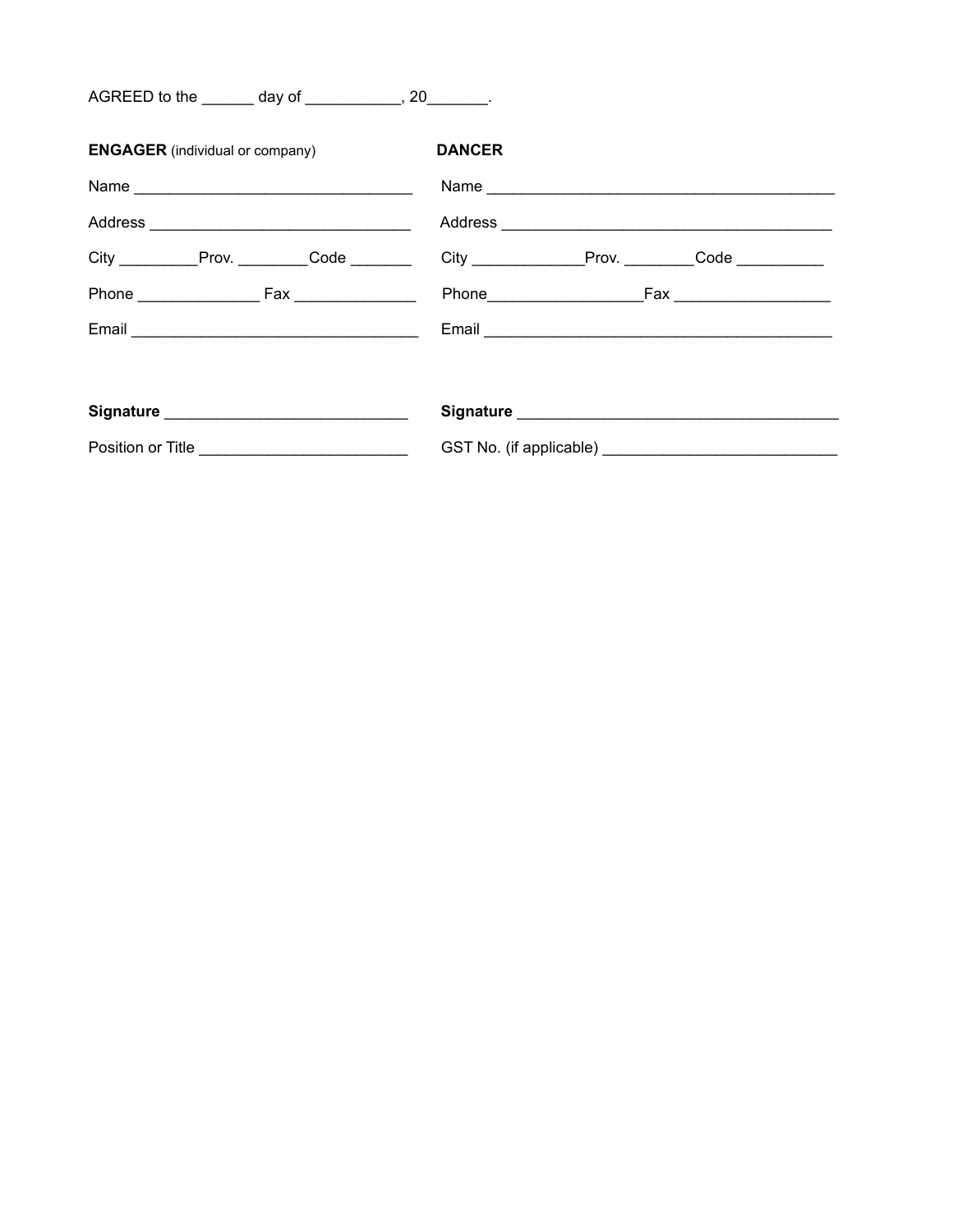AGREED to the ______ day of ___________, 20_______.

| **ENGAGER** (individual or company) | **DANCER** |
|---|---|
| Name ________________________________ | Name ________________________________________ |
| Address ______________________________ | Address ______________________________________ |
| City _________Prov. ________Code _______ | City _____________Prov. ________Code __________ |
| Phone ______________ Fax ______________ | Phone__________________Fax __________________ |
| Email _________________________________ | Email _________________________________________ |
| **Signature** ____________________________ | **Signature** _____________________________________ |
| Position or Title ________________________ | GST No. (if applicable) ___________________________ |